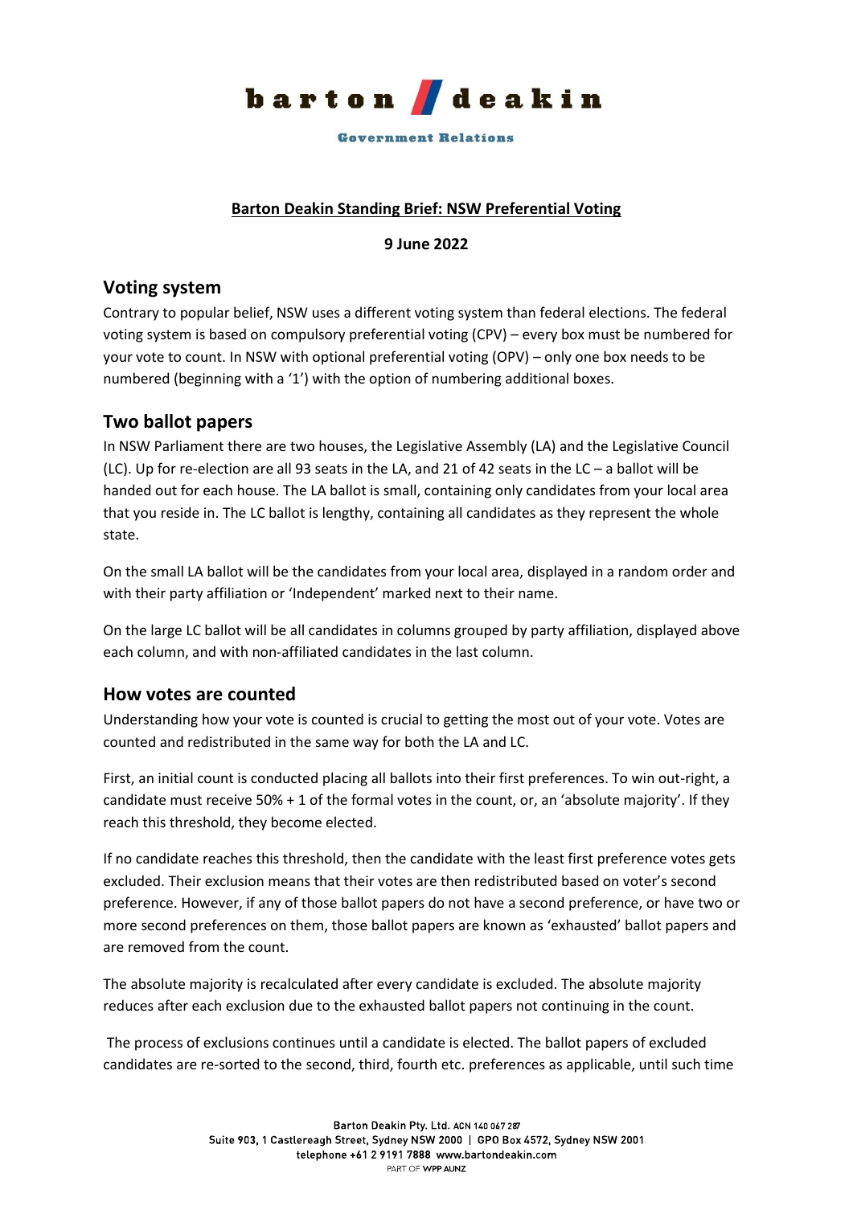barton deakin

Government Relations

**Barton Deakin Standing Brief: NSW Preferential Voting**

**9 June 2022**

## Voting system

Contrary to popular belief, NSW uses a different voting system than federal elections. The federal voting system is based on compulsory preferential voting (CPV) – every box must be numbered for your vote to count. In NSW with optional preferential voting (OPV) – only one box needs to be numbered (beginning with a '1') with the option of numbering additional boxes.

## Two ballot papers

In NSW Parliament there are two houses, the Legislative Assembly (LA) and the Legislative Council (LC). Up for re-election are all 93 seats in the LA, and 21 of 42 seats in the LC – a ballot will be handed out for each house. The LA ballot is small, containing only candidates from your local area that you reside in. The LC ballot is lengthy, containing all candidates as they represent the whole state.

On the small LA ballot will be the candidates from your local area, displayed in a random order and with their party affiliation or 'Independent' marked next to their name.

On the large LC ballot will be all candidates in columns grouped by party affiliation, displayed above each column, and with non-affiliated candidates in the last column.

## How votes are counted

Understanding how your vote is counted is crucial to getting the most out of your vote. Votes are counted and redistributed in the same way for both the LA and LC.

First, an initial count is conducted placing all ballots into their first preferences. To win out-right, a candidate must receive 50% + 1 of the formal votes in the count, or, an 'absolute majority'. If they reach this threshold, they become elected.

If no candidate reaches this threshold, then the candidate with the least first preference votes gets excluded. Their exclusion means that their votes are then redistributed based on voter's second preference. However, if any of those ballot papers do not have a second preference, or have two or more second preferences on them, those ballot papers are known as 'exhausted' ballot papers and are removed from the count.

The absolute majority is recalculated after every candidate is excluded. The absolute majority reduces after each exclusion due to the exhausted ballot papers not continuing in the count.

The process of exclusions continues until a candidate is elected. The ballot papers of excluded candidates are re-sorted to the second, third, fourth etc. preferences as applicable, until such time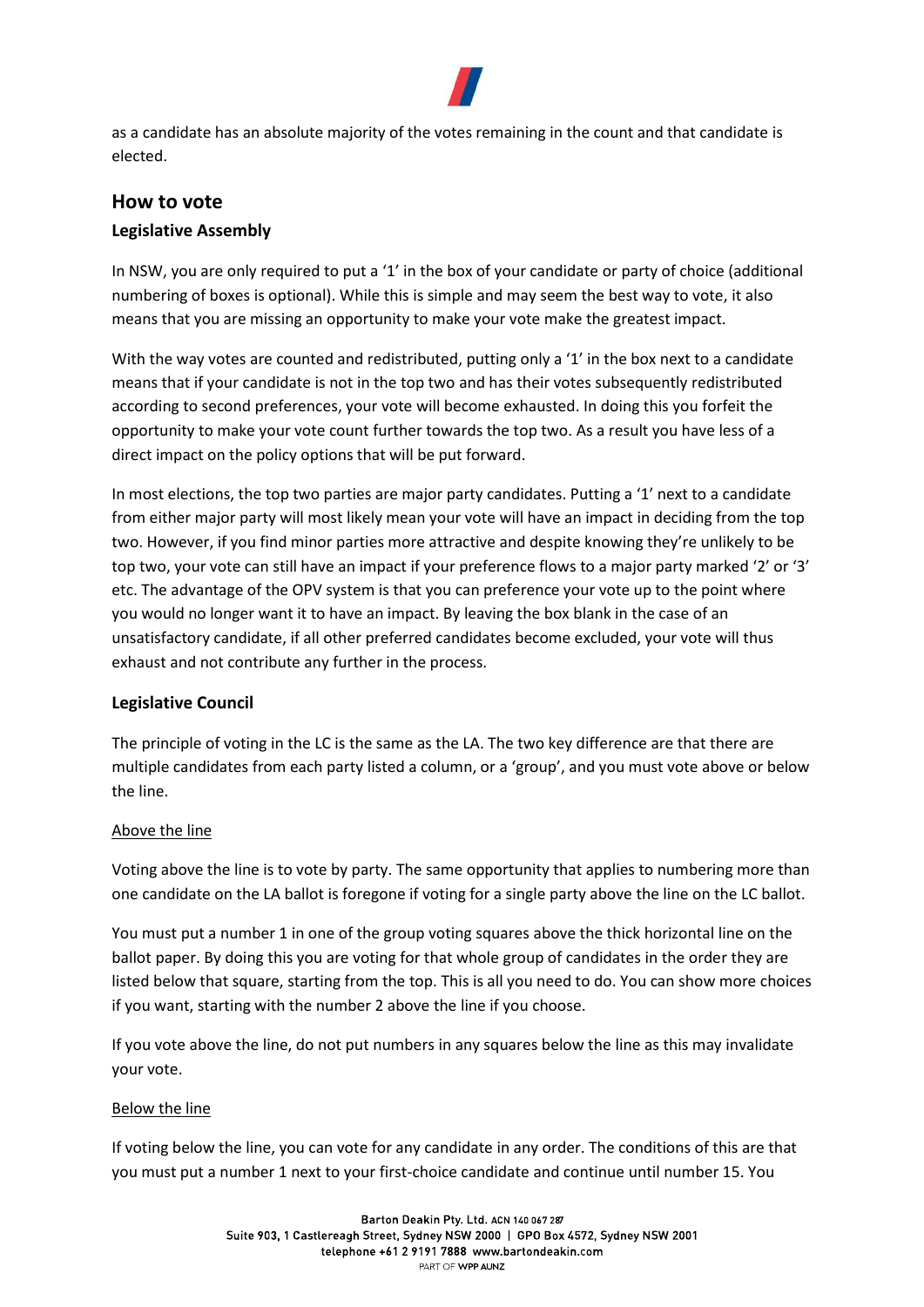as a candidate has an absolute majority of the votes remaining in the count and that candidate is elected.

## How to vote

### Legislative Assembly

In NSW, you are only required to put a '1' in the box of your candidate or party of choice (additional numbering of boxes is optional). While this is simple and may seem the best way to vote, it also means that you are missing an opportunity to make your vote make the greatest impact.

With the way votes are counted and redistributed, putting only a '1' in the box next to a candidate means that if your candidate is not in the top two and has their votes subsequently redistributed according to second preferences, your vote will become exhausted. In doing this you forfeit the opportunity to make your vote count further towards the top two. As a result you have less of a direct impact on the policy options that will be put forward.

In most elections, the top two parties are major party candidates. Putting a '1' next to a candidate from either major party will most likely mean your vote will have an impact in deciding from the top two. However, if you find minor parties more attractive and despite knowing they're unlikely to be top two, your vote can still have an impact if your preference flows to a major party marked '2' or '3' etc. The advantage of the OPV system is that you can preference your vote up to the point where you would no longer want it to have an impact. By leaving the box blank in the case of an unsatisfactory candidate, if all other preferred candidates become excluded, your vote will thus exhaust and not contribute any further in the process.

### Legislative Council

The principle of voting in the LC is the same as the LA. The two key difference are that there are multiple candidates from each party listed a column, or a 'group', and you must vote above or below the line.

<u>Above the line</u>

Voting above the line is to vote by party. The same opportunity that applies to numbering more than one candidate on the LA ballot is foregone if voting for a single party above the line on the LC ballot.

You must put a number 1 in one of the group voting squares above the thick horizontal line on the ballot paper. By doing this you are voting for that whole group of candidates in the order they are listed below that square, starting from the top. This is all you need to do. You can show more choices if you want, starting with the number 2 above the line if you choose.

If you vote above the line, do not put numbers in any squares below the line as this may invalidate your vote.

<u>Below the line</u>

If voting below the line, you can vote for any candidate in any order. The conditions of this are that you must put a number 1 next to your first-choice candidate and continue until number 15. You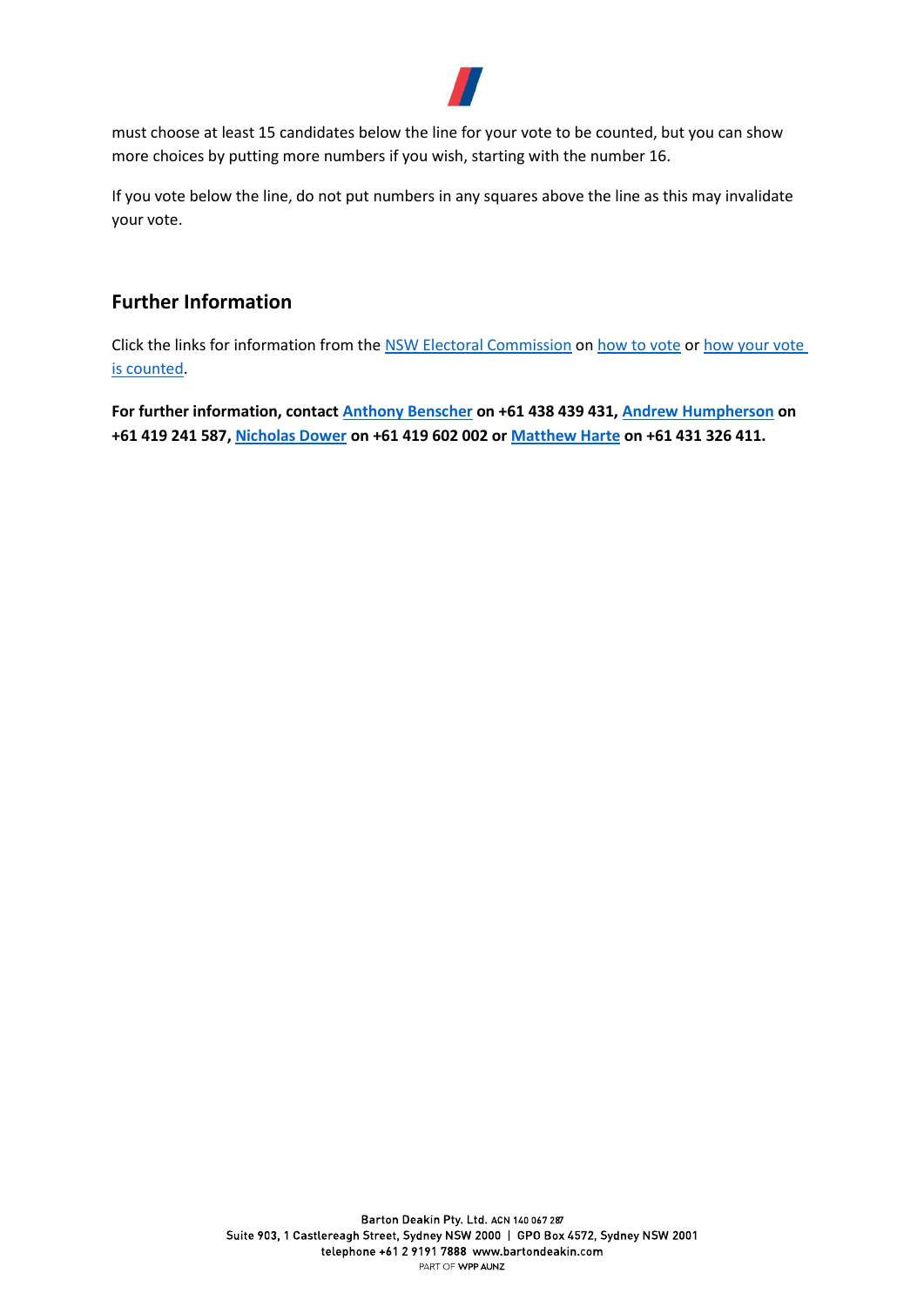must choose at least 15 candidates below the line for your vote to be counted, but you can show more choices by putting more numbers if you wish, starting with the number 16.

If you vote below the line, do not put numbers in any squares above the line as this may invalidate your vote.

## Further Information

Click the links for information from the NSW Electoral Commission on how to vote or how your vote is counted.

**For further information, contact Anthony Benscher on +61 438 439 431, Andrew Humpherson on +61 419 241 587, Nicholas Dower on +61 419 602 002 or Matthew Harte on +61 431 326 411.**